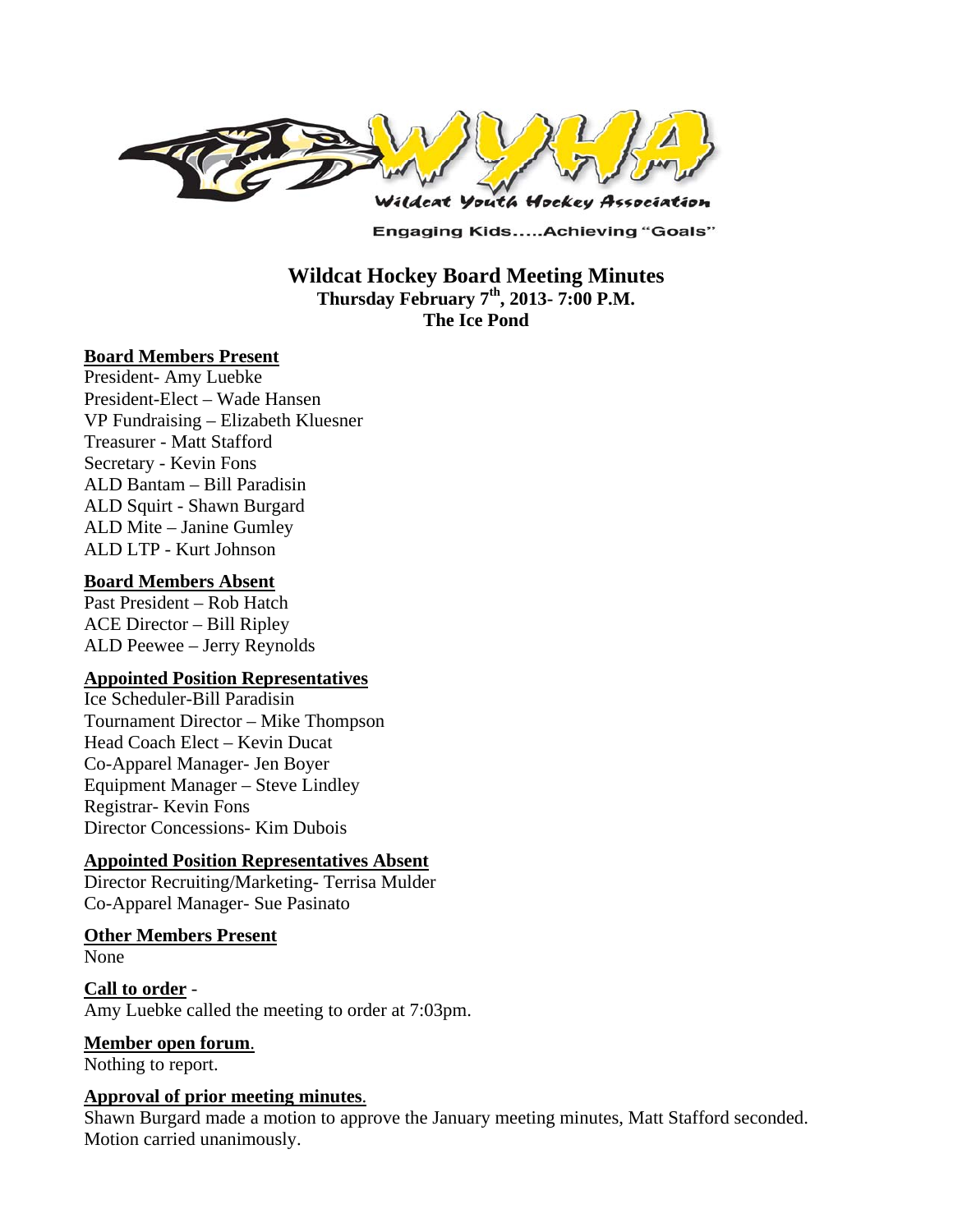Wildcat Youth Hockey Association

Engaging Kids.....Achieving "Goals"

# Wildcat Hockey Board Meeting Minutes

**Thursday February 7th, 2013- 7:00 P.M.**
**The Ice Pond**

**Board Members Present**

President- Amy Luebke
President-Elect – Wade Hansen
VP Fundraising – Elizabeth Kluesner
Treasurer - Matt Stafford
Secretary - Kevin Fons
ALD Bantam – Bill Paradisin
ALD Squirt - Shawn Burgard
ALD Mite – Janine Gumley
ALD LTP - Kurt Johnson

**Board Members Absent**

Past President – Rob Hatch
ACE Director – Bill Ripley
ALD Peewee – Jerry Reynolds

**Appointed Position Representatives**

Ice Scheduler-Bill Paradisin
Tournament Director – Mike Thompson
Head Coach Elect – Kevin Ducat
Co-Apparel Manager- Jen Boyer
Equipment Manager – Steve Lindley
Registrar- Kevin Fons
Director Concessions- Kim Dubois

**Appointed Position Representatives Absent**

Director Recruiting/Marketing- Terrisa Mulder
Co-Apparel Manager- Sue Pasinato

**Other Members Present**

None

**Call to order** -
Amy Luebke called the meeting to order at 7:03pm.

**Member open forum**.
Nothing to report.

**Approval of prior meeting minutes**.
Shawn Burgard made a motion to approve the January meeting minutes, Matt Stafford seconded. Motion carried unanimously.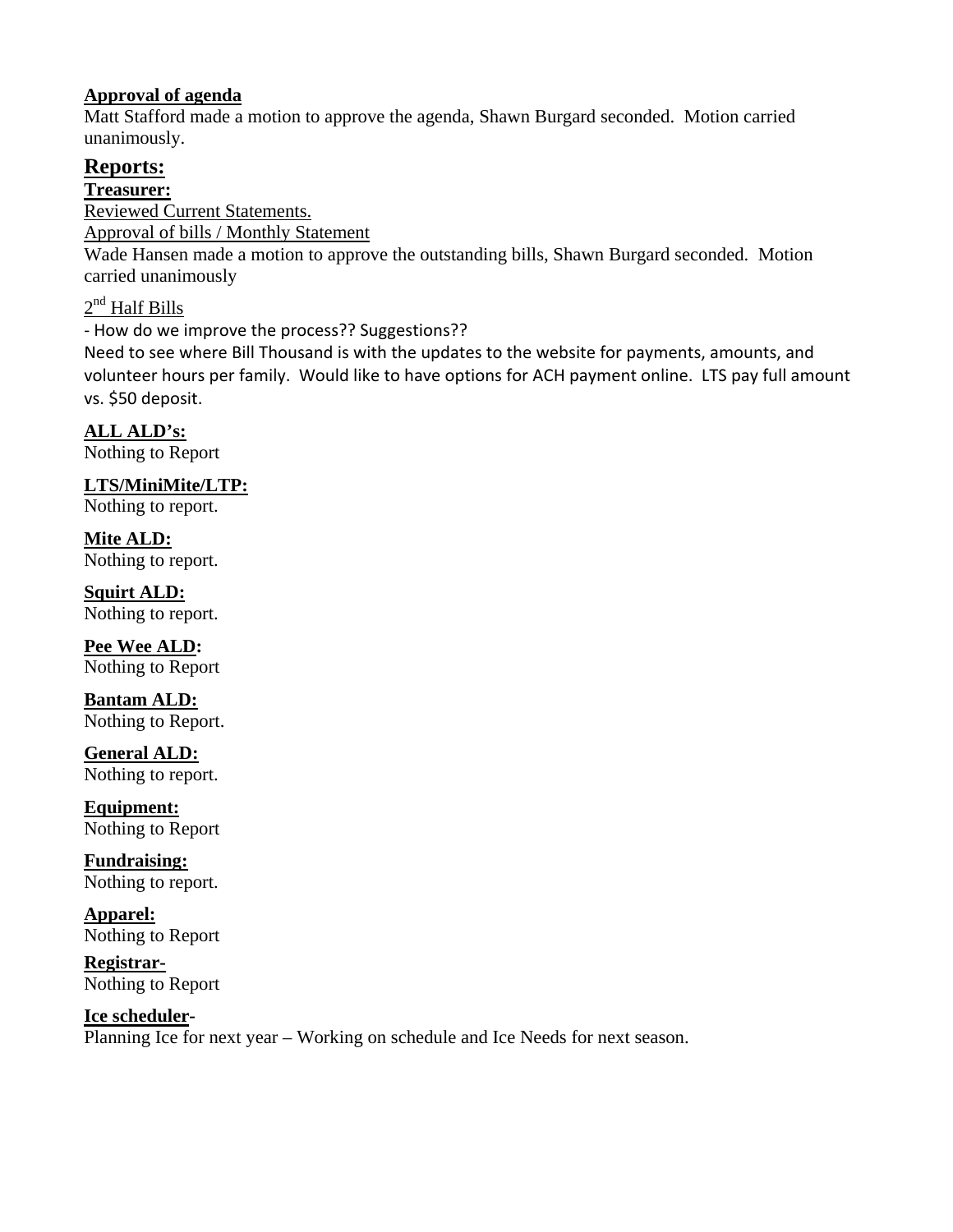**Approval of agenda**

Matt Stafford made a motion to approve the agenda, Shawn Burgard seconded. Motion carried unanimously.

## Reports:

**Treasurer:**

Reviewed Current Statements.

Approval of bills / Monthly Statement

Wade Hansen made a motion to approve the outstanding bills, Shawn Burgard seconded. Motion carried unanimously

2nd Half Bills

- How do we improve the process?? Suggestions??

Need to see where Bill Thousand is with the updates to the website for payments, amounts, and volunteer hours per family. Would like to have options for ACH payment online. LTS pay full amount vs. $50 deposit.

**ALL ALD's:**

Nothing to Report

**LTS/MiniMite/LTP:**

Nothing to report.

**Mite ALD:**

Nothing to report.

**Squirt ALD:**

Nothing to report.

**Pee Wee ALD:**

Nothing to Report

**Bantam ALD:**

Nothing to Report.

**General ALD:**

Nothing to report.

**Equipment:**

Nothing to Report

**Fundraising:**

Nothing to report.

**Apparel:**

Nothing to Report

**Registrar-**

Nothing to Report

**Ice scheduler-**

Planning Ice for next year – Working on schedule and Ice Needs for next season.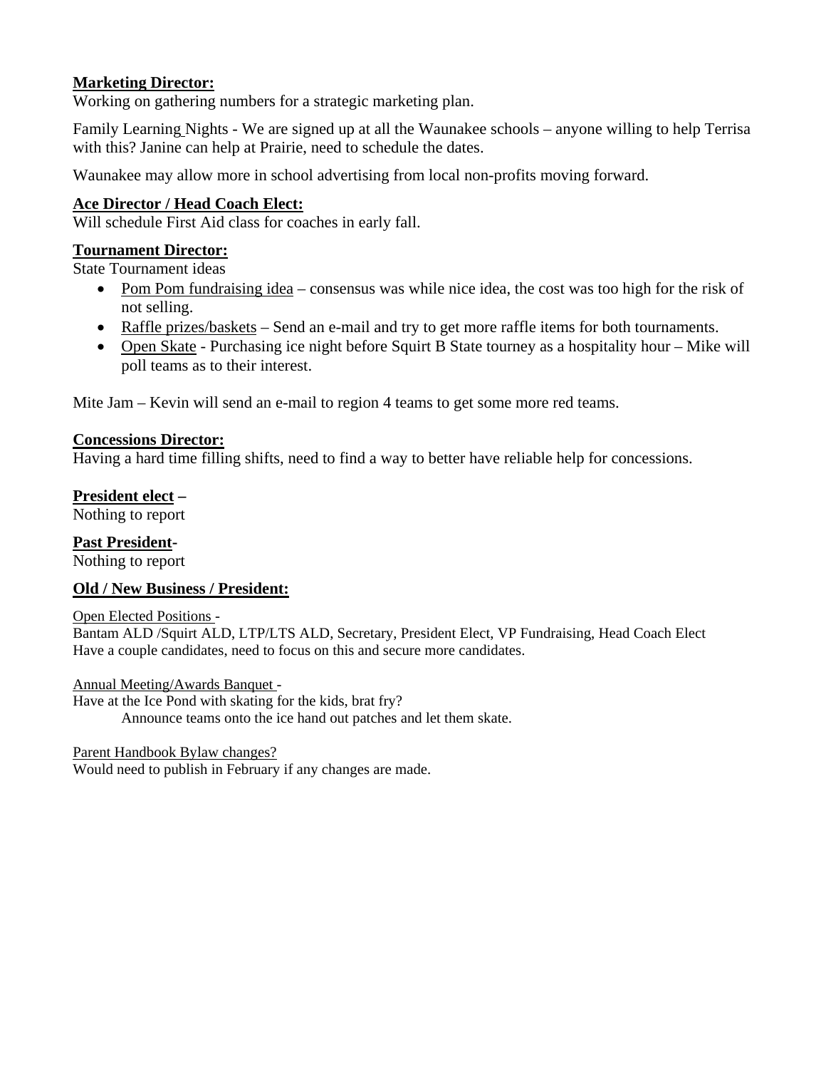**Marketing Director:**

Working on gathering numbers for a strategic marketing plan.

Family Learning Nights - We are signed up at all the Waunakee schools – anyone willing to help Terrisa with this? Janine can help at Prairie, need to schedule the dates.

Waunakee may allow more in school advertising from local non-profits moving forward.

**Ace Director / Head Coach Elect:**

Will schedule First Aid class for coaches in early fall.

**Tournament Director:**

State Tournament ideas

- Pom Pom fundraising idea – consensus was while nice idea, the cost was too high for the risk of not selling.
- Raffle prizes/baskets – Send an e-mail and try to get more raffle items for both tournaments.
- Open Skate - Purchasing ice night before Squirt B State tourney as a hospitality hour – Mike will poll teams as to their interest.

Mite Jam – Kevin will send an e-mail to region 4 teams to get some more red teams.

**Concessions Director:**

Having a hard time filling shifts, need to find a way to better have reliable help for concessions.

**President elect –**

Nothing to report

**Past President-**

Nothing to report

**Old / New Business / President:**

Open Elected Positions -

Bantam ALD /Squirt ALD, LTP/LTS ALD, Secretary, President Elect, VP Fundraising, Head Coach Elect

Have a couple candidates, need to focus on this and secure more candidates.

Annual Meeting/Awards Banquet -

Have at the Ice Pond with skating for the kids, brat fry?

Announce teams onto the ice hand out patches and let them skate.

Parent Handbook Bylaw changes?

Would need to publish in February if any changes are made.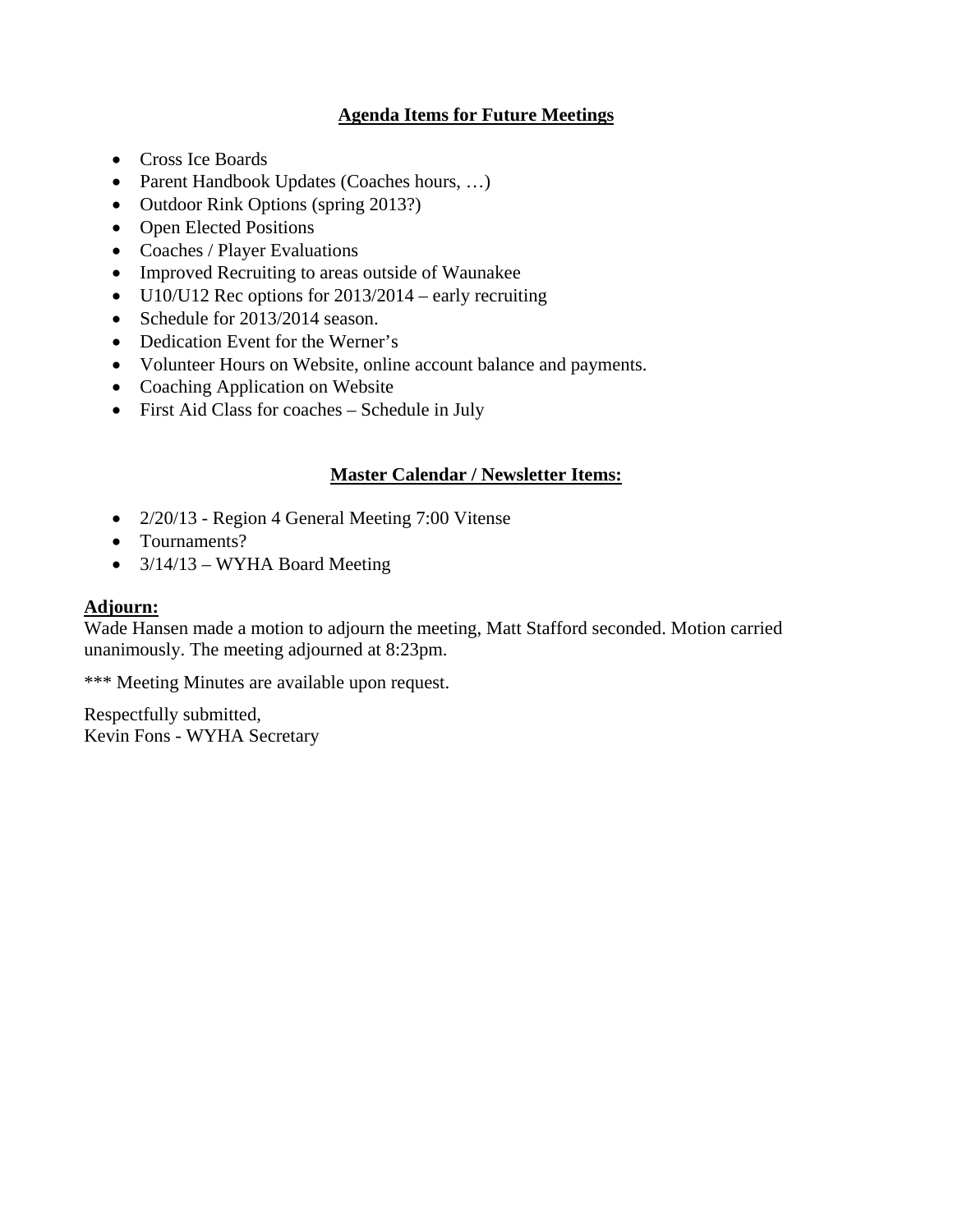## Agenda Items for Future Meetings

- Cross Ice Boards
- Parent Handbook Updates (Coaches hours, …)
- Outdoor Rink Options (spring 2013?)
- Open Elected Positions
- Coaches / Player Evaluations
- Improved Recruiting to areas outside of Waunakee
- U10/U12 Rec options for 2013/2014 – early recruiting
- Schedule for 2013/2014 season.
- Dedication Event for the Werner's
- Volunteer Hours on Website, online account balance and payments.
- Coaching Application on Website
- First Aid Class for coaches – Schedule in July

## Master Calendar / Newsletter Items:

- 2/20/13 - Region 4 General Meeting 7:00 Vitense
- Tournaments?
- 3/14/13 – WYHA Board Meeting

**Adjourn:**

Wade Hansen made a motion to adjourn the meeting, Matt Stafford seconded. Motion carried unanimously. The meeting adjourned at 8:23pm.

*** Meeting Minutes are available upon request.

Respectfully submitted,
Kevin Fons - WYHA Secretary